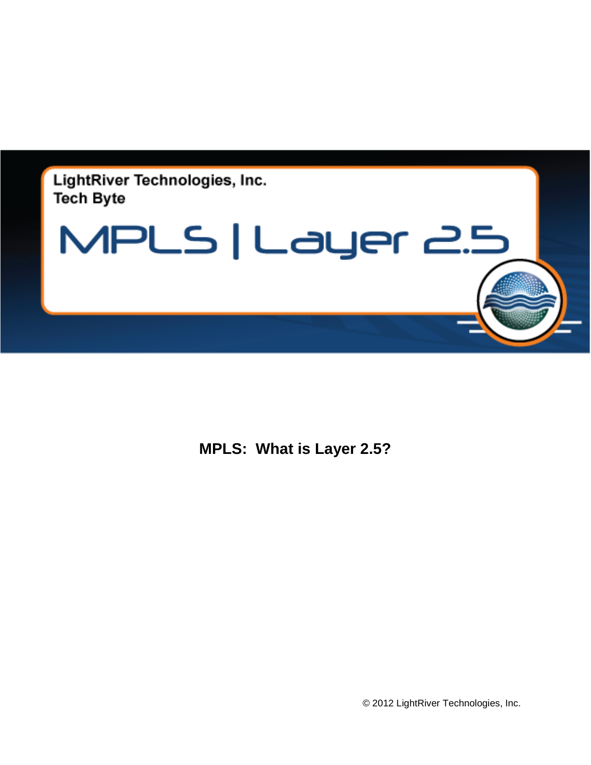LightRiver Technologies, Inc.
Tech Byte

# MPLS | Layer 2.5

## MPLS: What is Layer 2.5?

© 2012 LightRiver Technologies, Inc.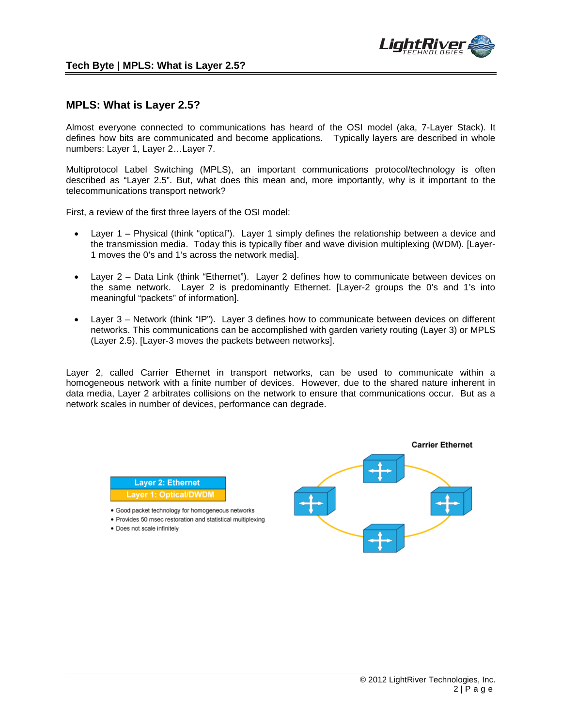## MPLS: What is Layer 2.5?

Almost everyone connected to communications has heard of the OSI model (aka, 7-Layer Stack). It defines how bits are communicated and become applications. Typically layers are described in whole numbers: Layer 1, Layer 2…Layer 7.

Multiprotocol Label Switching (MPLS), an important communications protocol/technology is often described as "Layer 2.5". But, what does this mean and, more importantly, why is it important to the telecommunications transport network?

First, a review of the first three layers of the OSI model:

- Layer 1 – Physical (think "optical"). Layer 1 simply defines the relationship between a device and the transmission media. Today this is typically fiber and wave division multiplexing (WDM). [Layer-1 moves the 0's and 1's across the network media].

- Layer 2 – Data Link (think "Ethernet"). Layer 2 defines how to communicate between devices on the same network. Layer 2 is predominantly Ethernet. [Layer-2 groups the 0's and 1's into meaningful "packets" of information].

- Layer 3 – Network (think "IP"). Layer 3 defines how to communicate between devices on different networks. This communications can be accomplished with garden variety routing (Layer 3) or MPLS (Layer 2.5). [Layer-3 moves the packets between networks].

Layer 2, called Carrier Ethernet in transport networks, can be used to communicate within a homogeneous network with a finite number of devices. However, due to the shared nature inherent in data media, Layer 2 arbitrates collisions on the network to ensure that communications occur. But as a network scales in number of devices, performance can degrade.

| Layer 2: Ethernet |
|---|
| Layer 1: Optical/DWDM |

- Good packet technology for homogeneous networks
- Provides 50 msec restoration and statistical multiplexing
- Does not scale infinitely

Carrier Ethernet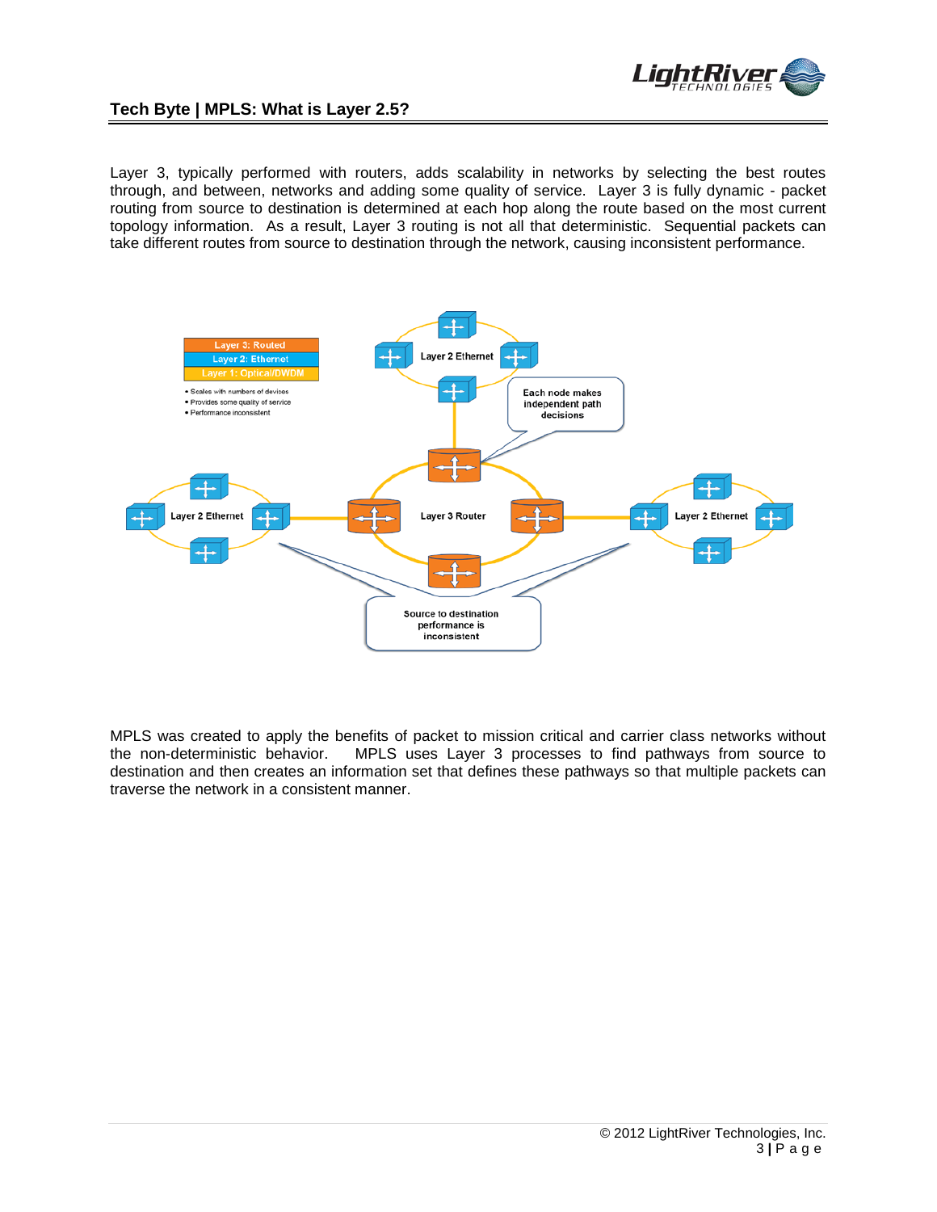Layer 3, typically performed with routers, adds scalability in networks by selecting the best routes through, and between, networks and adding some quality of service. Layer 3 is fully dynamic - packet routing from source to destination is determined at each hop along the route based on the most current topology information. As a result, Layer 3 routing is not all that deterministic. Sequential packets can take different routes from source to destination through the network, causing inconsistent performance.

Layer 3: Routed
Layer 2: Ethernet
Layer 1: Optical/DWDM

- Scales with numbers of devices
- Provides some quality of service
- Performance inconsistent

Layer 2 Ethernet

Each node makes independent path decisions

Layer 2 Ethernet

Layer 3 Router

Layer 2 Ethernet

Source to destination performance is inconsistent

MPLS was created to apply the benefits of packet to mission critical and carrier class networks without the non-deterministic behavior. MPLS uses Layer 3 processes to find pathways from source to destination and then creates an information set that defines these pathways so that multiple packets can traverse the network in a consistent manner.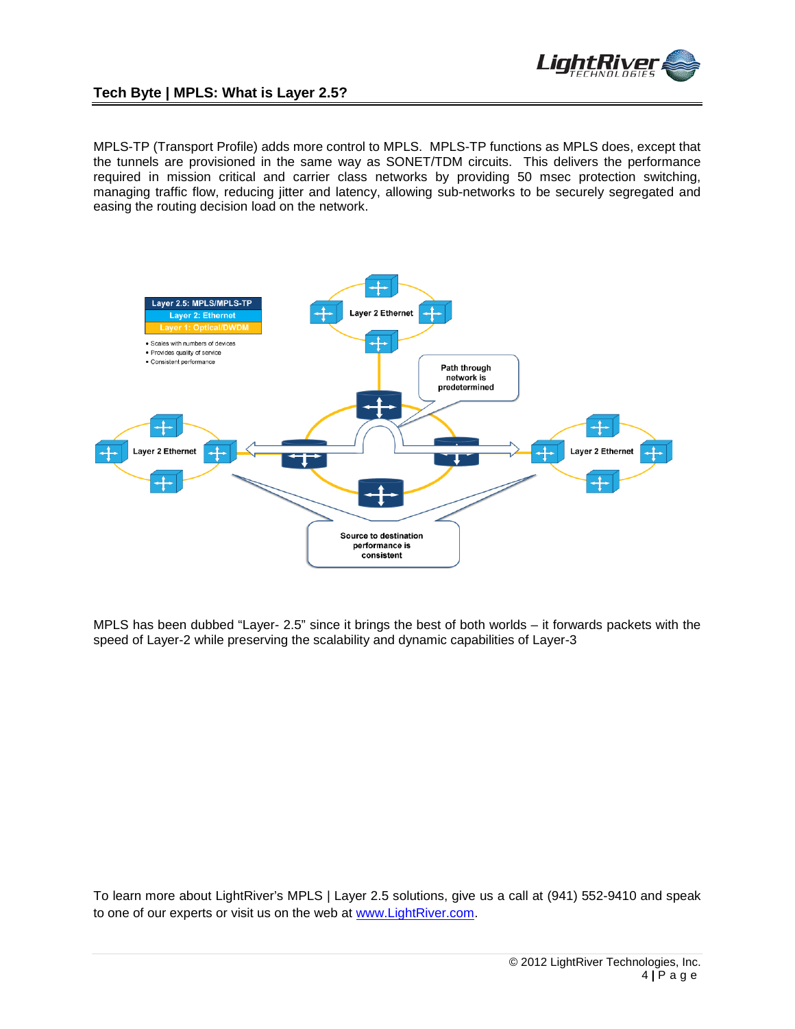MPLS-TP (Transport Profile) adds more control to MPLS. MPLS-TP functions as MPLS does, except that the tunnels are provisioned in the same way as SONET/TDM circuits. This delivers the performance required in mission critical and carrier class networks by providing 50 msec protection switching, managing traffic flow, reducing jitter and latency, allowing sub-networks to be securely segregated and easing the routing decision load on the network.

Layer 2.5: MPLS/MPLS-TP
Layer 2: Ethernet
Layer 1: Optical/DWDM

- Scales with numbers of devices
- Provides quality of service
- Consistent performance

Layer 2 Ethernet

Path through network is predetermined

Layer 2 Ethernet

Layer 2 Ethernet

Source to destination performance is consistent

MPLS has been dubbed "Layer- 2.5" since it brings the best of both worlds – it forwards packets with the speed of Layer-2 while preserving the scalability and dynamic capabilities of Layer-3

To learn more about LightRiver's MPLS | Layer 2.5 solutions, give us a call at (941) 552-9410 and speak to one of our experts or visit us on the web at [www.LightRiver.com](http://www.LightRiver.com).